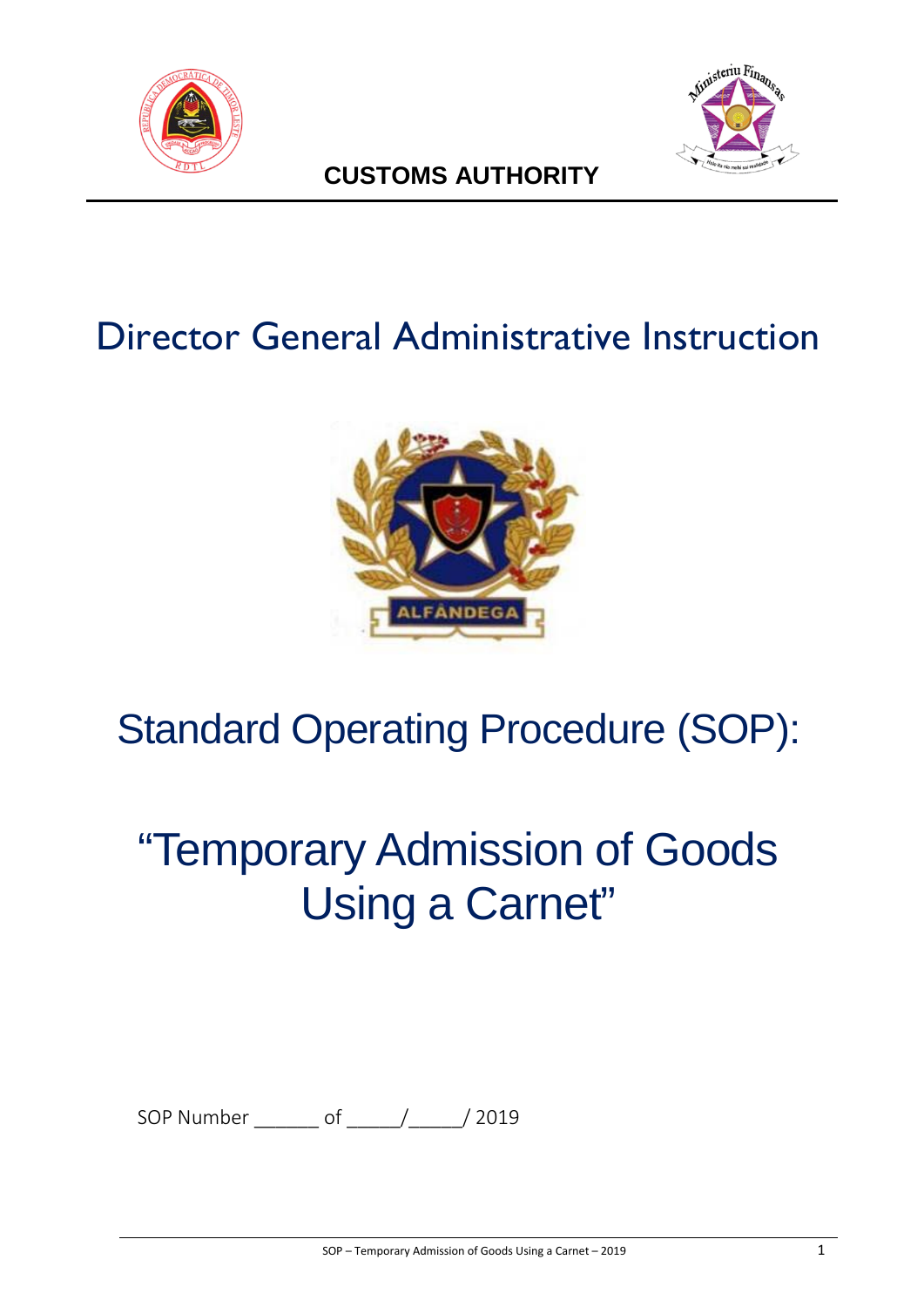**CUSTOMS AUTHORITY**

# Director General Administrative Instruction

# Standard Operating Procedure (SOP):

# "Temporary Admission of Goods Using a Carnet"

SOP Number ______ of _____/_____/ 2019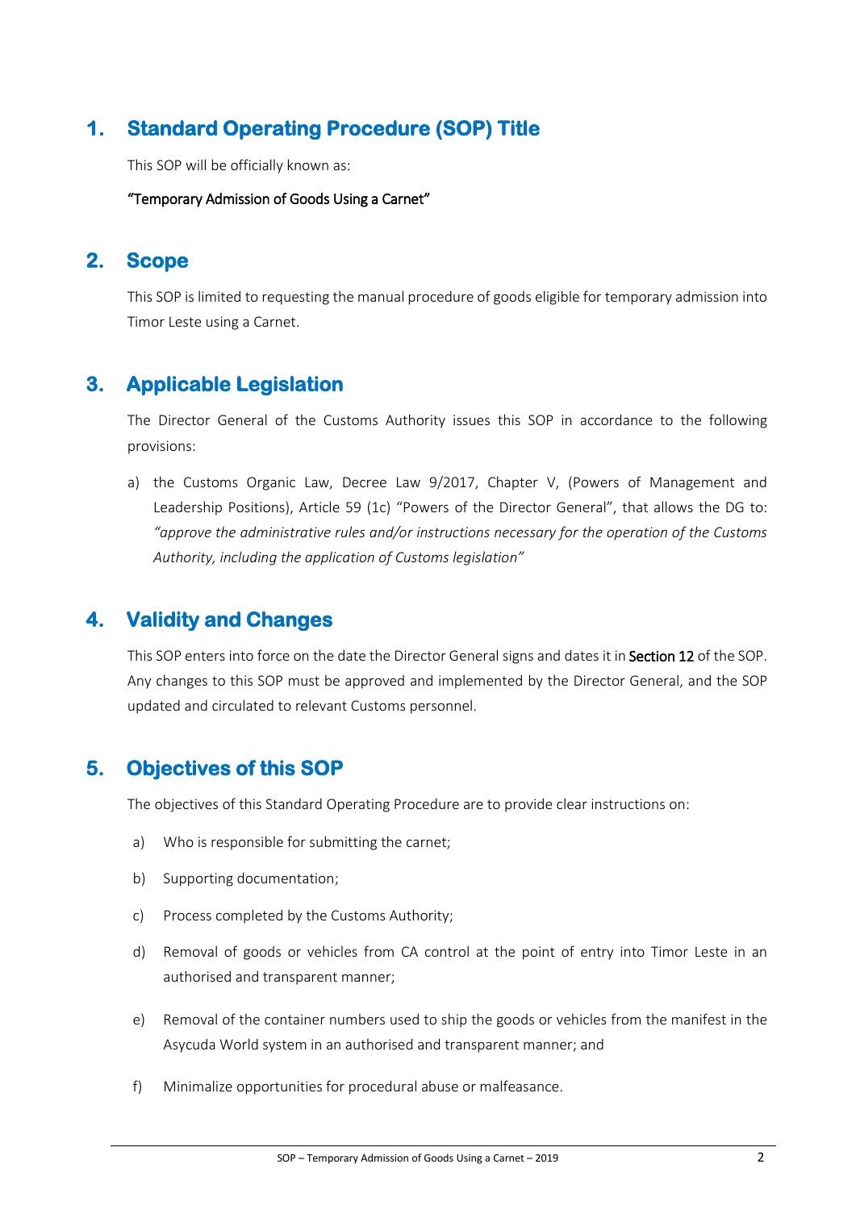## 1. Standard Operating Procedure (SOP) Title

This SOP will be officially known as:

**"Temporary Admission of Goods Using a Carnet"**

## 2. Scope

This SOP is limited to requesting the manual procedure of goods eligible for temporary admission into Timor Leste using a Carnet.

## 3. Applicable Legislation

The Director General of the Customs Authority issues this SOP in accordance to the following provisions:

a) the Customs Organic Law, Decree Law 9/2017, Chapter V, (Powers of Management and Leadership Positions), Article 59 (1c) "Powers of the Director General", that allows the DG to: *"approve the administrative rules and/or instructions necessary for the operation of the Customs Authority, including the application of Customs legislation"*

## 4. Validity and Changes

This SOP enters into force on the date the Director General signs and dates it in **Section 12** of the SOP. Any changes to this SOP must be approved and implemented by the Director General, and the SOP updated and circulated to relevant Customs personnel.

## 5. Objectives of this SOP

The objectives of this Standard Operating Procedure are to provide clear instructions on:

a) Who is responsible for submitting the carnet;

b) Supporting documentation;

c) Process completed by the Customs Authority;

d) Removal of goods or vehicles from CA control at the point of entry into Timor Leste in an authorised and transparent manner;

e) Removal of the container numbers used to ship the goods or vehicles from the manifest in the Asycuda World system in an authorised and transparent manner; and

f) Minimalize opportunities for procedural abuse or malfeasance.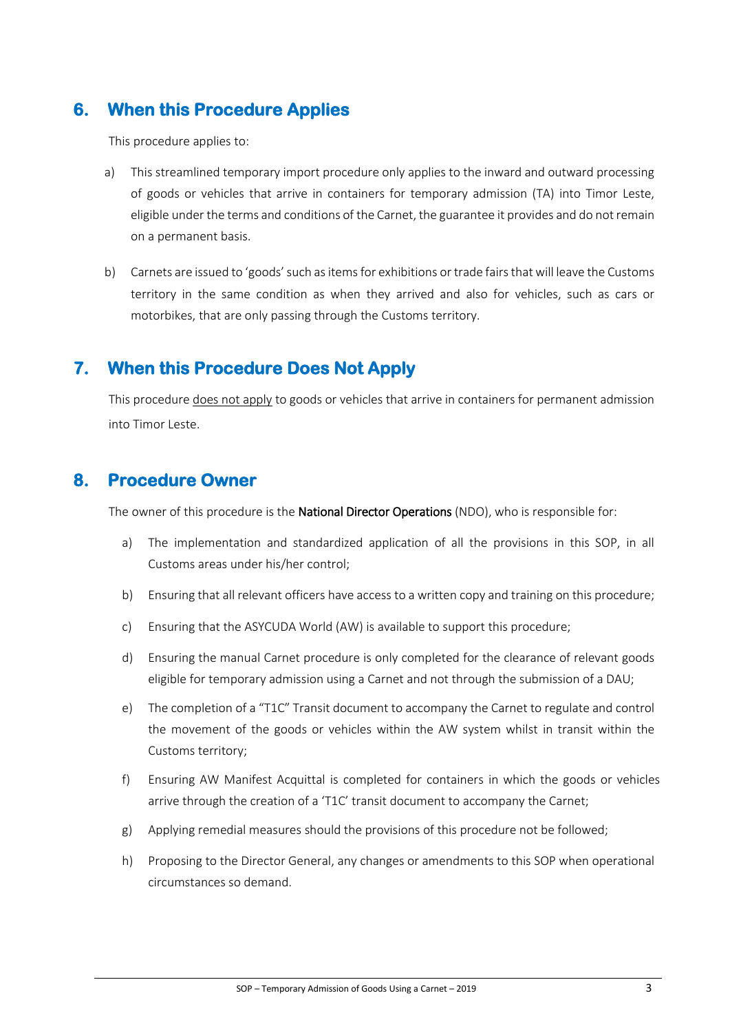## 6. When this Procedure Applies

This procedure applies to:

a) This streamlined temporary import procedure only applies to the inward and outward processing of goods or vehicles that arrive in containers for temporary admission (TA) into Timor Leste, eligible under the terms and conditions of the Carnet, the guarantee it provides and do not remain on a permanent basis.

b) Carnets are issued to 'goods' such as items for exhibitions or trade fairs that will leave the Customs territory in the same condition as when they arrived and also for vehicles, such as cars or motorbikes, that are only passing through the Customs territory.

## 7. When this Procedure Does Not Apply

This procedure does not apply to goods or vehicles that arrive in containers for permanent admission into Timor Leste.

## 8. Procedure Owner

The owner of this procedure is the **National Director Operations** (NDO), who is responsible for:

a) The implementation and standardized application of all the provisions in this SOP, in all Customs areas under his/her control;

b) Ensuring that all relevant officers have access to a written copy and training on this procedure;

c) Ensuring that the ASYCUDA World (AW) is available to support this procedure;

d) Ensuring the manual Carnet procedure is only completed for the clearance of relevant goods eligible for temporary admission using a Carnet and not through the submission of a DAU;

e) The completion of a "T1C" Transit document to accompany the Carnet to regulate and control the movement of the goods or vehicles within the AW system whilst in transit within the Customs territory;

f) Ensuring AW Manifest Acquittal is completed for containers in which the goods or vehicles arrive through the creation of a 'T1C' transit document to accompany the Carnet;

g) Applying remedial measures should the provisions of this procedure not be followed;

h) Proposing to the Director General, any changes or amendments to this SOP when operational circumstances so demand.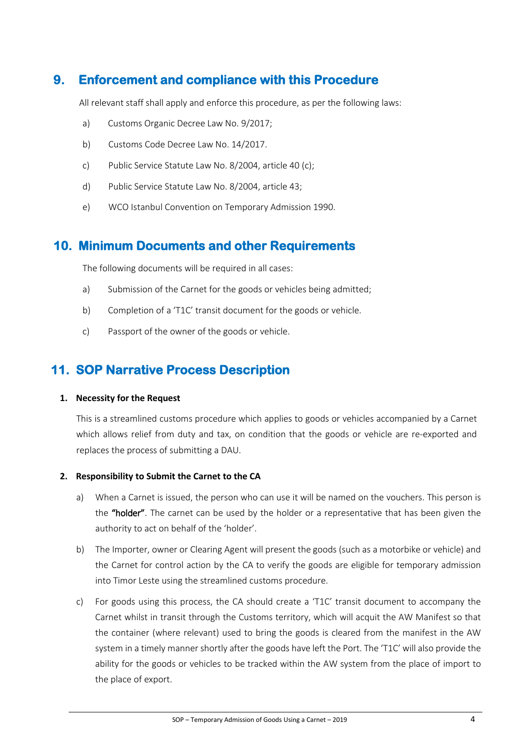## 9. Enforcement and compliance with this Procedure

All relevant staff shall apply and enforce this procedure, as per the following laws:

a) Customs Organic Decree Law No. 9/2017;

b) Customs Code Decree Law No. 14/2017.

c) Public Service Statute Law No. 8/2004, article 40 (c);

d) Public Service Statute Law No. 8/2004, article 43;

e) WCO Istanbul Convention on Temporary Admission 1990.

## 10. Minimum Documents and other Requirements

The following documents will be required in all cases:

a) Submission of the Carnet for the goods or vehicles being admitted;

b) Completion of a 'T1C' transit document for the goods or vehicle.

c) Passport of the owner of the goods or vehicle.

## 11. SOP Narrative Process Description

**1. Necessity for the Request**

This is a streamlined customs procedure which applies to goods or vehicles accompanied by a Carnet which allows relief from duty and tax, on condition that the goods or vehicle are re-exported and replaces the process of submitting a DAU.

**2. Responsibility to Submit the Carnet to the CA**

a) When a Carnet is issued, the person who can use it will be named on the vouchers. This person is the **"holder"**. The carnet can be used by the holder or a representative that has been given the authority to act on behalf of the 'holder'.

b) The Importer, owner or Clearing Agent will present the goods (such as a motorbike or vehicle) and the Carnet for control action by the CA to verify the goods are eligible for temporary admission into Timor Leste using the streamlined customs procedure.

c) For goods using this process, the CA should create a 'T1C' transit document to accompany the Carnet whilst in transit through the Customs territory, which will acquit the AW Manifest so that the container (where relevant) used to bring the goods is cleared from the manifest in the AW system in a timely manner shortly after the goods have left the Port. The 'T1C' will also provide the ability for the goods or vehicles to be tracked within the AW system from the place of import to the place of export.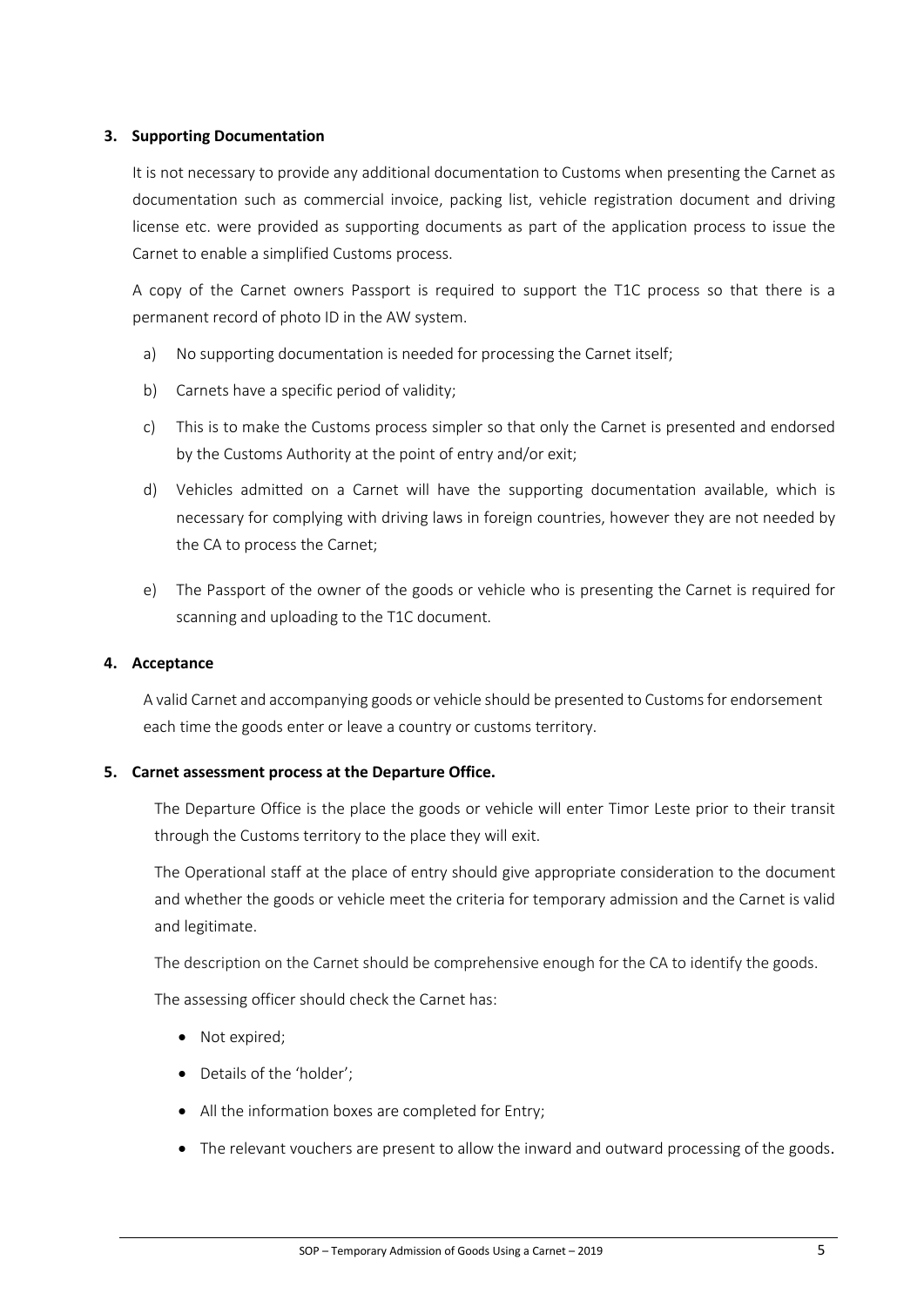### 3. Supporting Documentation

It is not necessary to provide any additional documentation to Customs when presenting the Carnet as documentation such as commercial invoice, packing list, vehicle registration document and driving license etc. were provided as supporting documents as part of the application process to issue the Carnet to enable a simplified Customs process.

A copy of the Carnet owners Passport is required to support the T1C process so that there is a permanent record of photo ID in the AW system.

a) No supporting documentation is needed for processing the Carnet itself;

b) Carnets have a specific period of validity;

c) This is to make the Customs process simpler so that only the Carnet is presented and endorsed by the Customs Authority at the point of entry and/or exit;

d) Vehicles admitted on a Carnet will have the supporting documentation available, which is necessary for complying with driving laws in foreign countries, however they are not needed by the CA to process the Carnet;

e) The Passport of the owner of the goods or vehicle who is presenting the Carnet is required for scanning and uploading to the T1C document.

### 4. Acceptance

A valid Carnet and accompanying goods or vehicle should be presented to Customs for endorsement each time the goods enter or leave a country or customs territory.

### 5. Carnet assessment process at the Departure Office.

The Departure Office is the place the goods or vehicle will enter Timor Leste prior to their transit through the Customs territory to the place they will exit.

The Operational staff at the place of entry should give appropriate consideration to the document and whether the goods or vehicle meet the criteria for temporary admission and the Carnet is valid and legitimate.

The description on the Carnet should be comprehensive enough for the CA to identify the goods.

The assessing officer should check the Carnet has:

- Not expired;
- Details of the 'holder';
- All the information boxes are completed for Entry;
- The relevant vouchers are present to allow the inward and outward processing of the goods.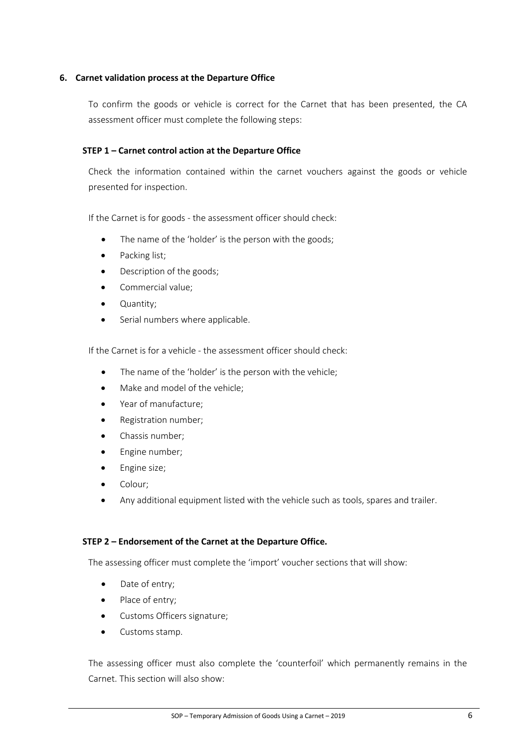## 6. Carnet validation process at the Departure Office

To confirm the goods or vehicle is correct for the Carnet that has been presented, the CA assessment officer must complete the following steps:

### STEP 1 – Carnet control action at the Departure Office

Check the information contained within the carnet vouchers against the goods or vehicle presented for inspection.

If the Carnet is for goods - the assessment officer should check:

- The name of the 'holder' is the person with the goods;
- Packing list;
- Description of the goods;
- Commercial value;
- Quantity;
- Serial numbers where applicable.

If the Carnet is for a vehicle - the assessment officer should check:

- The name of the 'holder' is the person with the vehicle;
- Make and model of the vehicle;
- Year of manufacture;
- Registration number;
- Chassis number;
- Engine number;
- Engine size;
- Colour;
- Any additional equipment listed with the vehicle such as tools, spares and trailer.

### STEP 2 – Endorsement of the Carnet at the Departure Office.

The assessing officer must complete the 'import' voucher sections that will show:

- Date of entry;
- Place of entry;
- Customs Officers signature;
- Customs stamp.

The assessing officer must also complete the 'counterfoil' which permanently remains in the Carnet. This section will also show: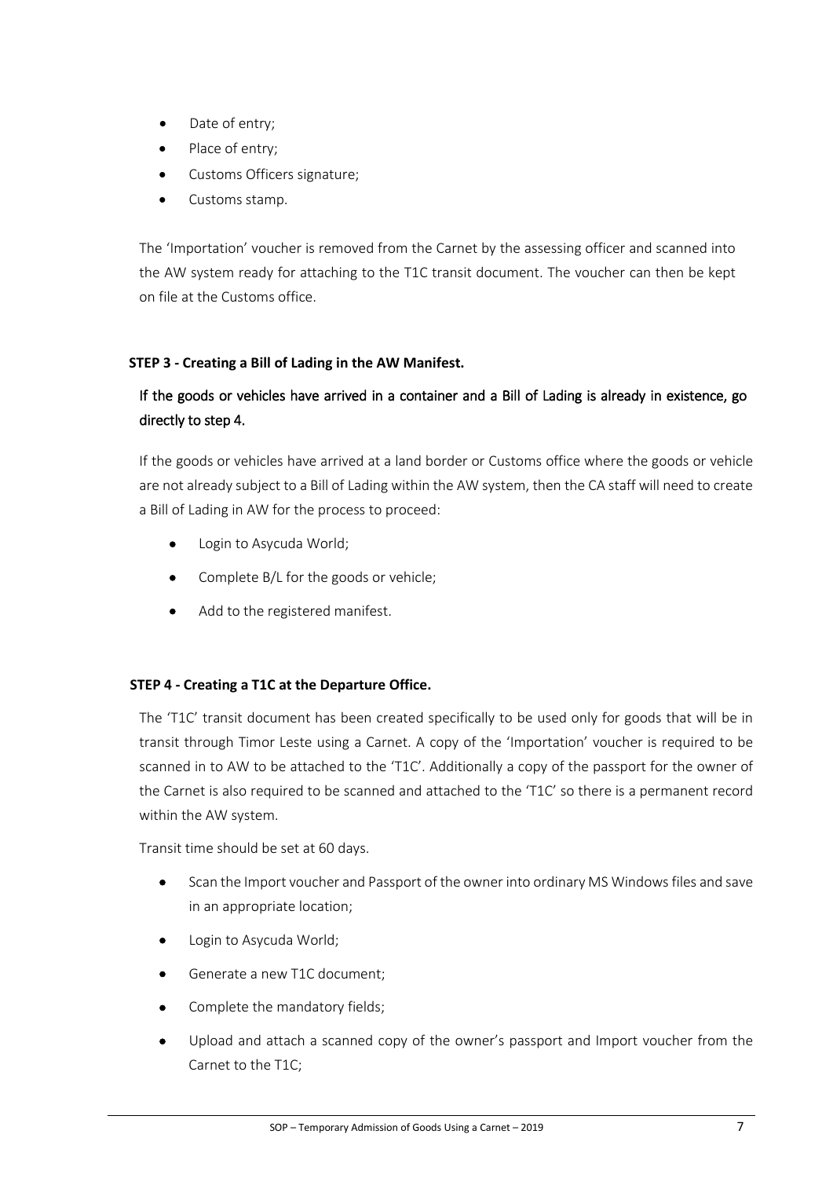- Date of entry;
- Place of entry;
- Customs Officers signature;
- Customs stamp.

The 'Importation' voucher is removed from the Carnet by the assessing officer and scanned into the AW system ready for attaching to the T1C transit document. The voucher can then be kept on file at the Customs office.

**STEP 3 - Creating a Bill of Lading in the AW Manifest.**

If the goods or vehicles have arrived in a container and a Bill of Lading is already in existence, go directly to step 4.

If the goods or vehicles have arrived at a land border or Customs office where the goods or vehicle are not already subject to a Bill of Lading within the AW system, then the CA staff will need to create a Bill of Lading in AW for the process to proceed:

- Login to Asycuda World;
- Complete B/L for the goods or vehicle;
- Add to the registered manifest.

**STEP 4 - Creating a T1C at the Departure Office.**

The 'T1C' transit document has been created specifically to be used only for goods that will be in transit through Timor Leste using a Carnet. A copy of the 'Importation' voucher is required to be scanned in to AW to be attached to the 'T1C'. Additionally a copy of the passport for the owner of the Carnet is also required to be scanned and attached to the 'T1C' so there is a permanent record within the AW system.

Transit time should be set at 60 days.

- Scan the Import voucher and Passport of the owner into ordinary MS Windows files and save in an appropriate location;
- Login to Asycuda World;
- Generate a new T1C document;
- Complete the mandatory fields;
- Upload and attach a scanned copy of the owner's passport and Import voucher from the Carnet to the T1C;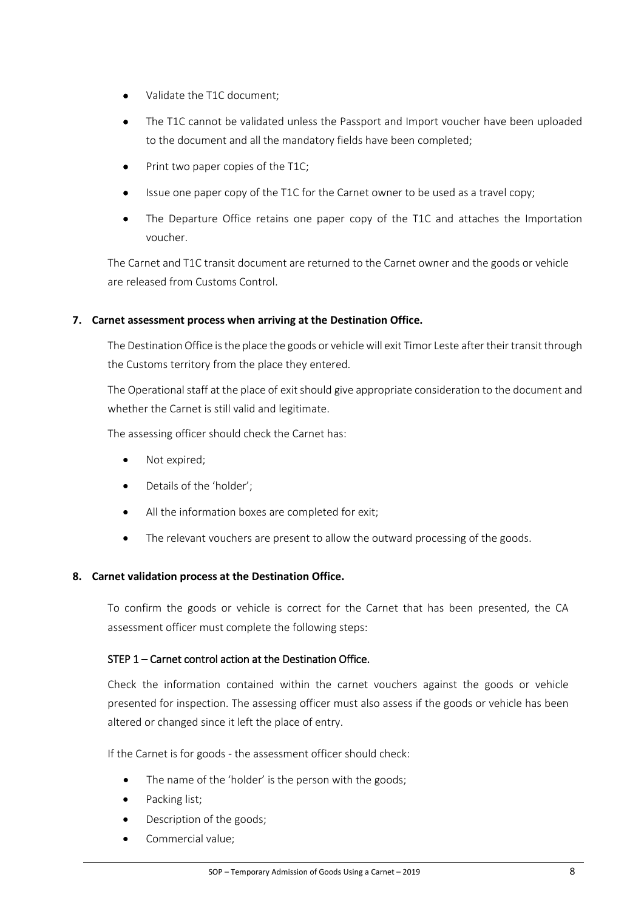- Validate the T1C document;
- The T1C cannot be validated unless the Passport and Import voucher have been uploaded to the document and all the mandatory fields have been completed;
- Print two paper copies of the T1C;
- Issue one paper copy of the T1C for the Carnet owner to be used as a travel copy;
- The Departure Office retains one paper copy of the T1C and attaches the Importation voucher.

The Carnet and T1C transit document are returned to the Carnet owner and the goods or vehicle are released from Customs Control.

## 7. Carnet assessment process when arriving at the Destination Office.

The Destination Office is the place the goods or vehicle will exit Timor Leste after their transit through the Customs territory from the place they entered.

The Operational staff at the place of exit should give appropriate consideration to the document and whether the Carnet is still valid and legitimate.

The assessing officer should check the Carnet has:

- Not expired;
- Details of the 'holder';
- All the information boxes are completed for exit;
- The relevant vouchers are present to allow the outward processing of the goods.

## 8. Carnet validation process at the Destination Office.

To confirm the goods or vehicle is correct for the Carnet that has been presented, the CA assessment officer must complete the following steps:

### STEP 1 – Carnet control action at the Destination Office.

Check the information contained within the carnet vouchers against the goods or vehicle presented for inspection. The assessing officer must also assess if the goods or vehicle has been altered or changed since it left the place of entry.

If the Carnet is for goods - the assessment officer should check:

- The name of the 'holder' is the person with the goods;
- Packing list;
- Description of the goods;
- Commercial value;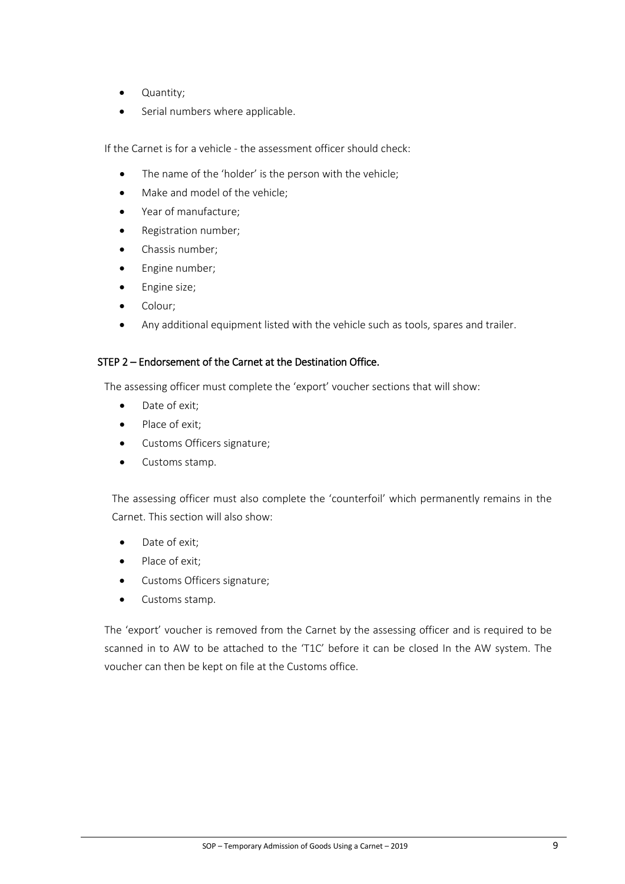- Quantity;
- Serial numbers where applicable.

If the Carnet is for a vehicle - the assessment officer should check:

- The name of the 'holder' is the person with the vehicle;
- Make and model of the vehicle;
- Year of manufacture;
- Registration number;
- Chassis number;
- Engine number;
- Engine size;
- Colour;
- Any additional equipment listed with the vehicle such as tools, spares and trailer.

### STEP 2 – Endorsement of the Carnet at the Destination Office.

The assessing officer must complete the 'export' voucher sections that will show:

- Date of exit;
- Place of exit;
- Customs Officers signature;
- Customs stamp.

The assessing officer must also complete the 'counterfoil' which permanently remains in the Carnet. This section will also show:

- Date of exit;
- Place of exit;
- Customs Officers signature;
- Customs stamp.

The 'export' voucher is removed from the Carnet by the assessing officer and is required to be scanned in to AW to be attached to the 'T1C' before it can be closed In the AW system. The voucher can then be kept on file at the Customs office.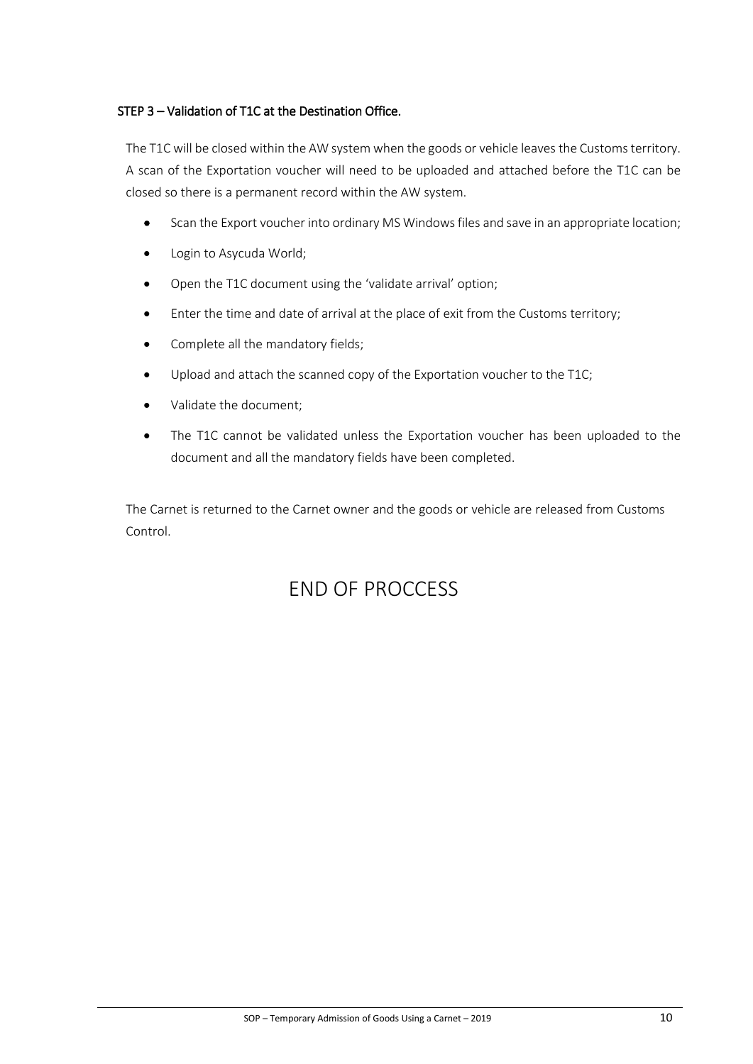### STEP 3 – Validation of T1C at the Destination Office.

The T1C will be closed within the AW system when the goods or vehicle leaves the Customs territory. A scan of the Exportation voucher will need to be uploaded and attached before the T1C can be closed so there is a permanent record within the AW system.

- Scan the Export voucher into ordinary MS Windows files and save in an appropriate location;
- Login to Asycuda World;
- Open the T1C document using the 'validate arrival' option;
- Enter the time and date of arrival at the place of exit from the Customs territory;
- Complete all the mandatory fields;
- Upload and attach the scanned copy of the Exportation voucher to the T1C;
- Validate the document;
- The T1C cannot be validated unless the Exportation voucher has been uploaded to the document and all the mandatory fields have been completed.

The Carnet is returned to the Carnet owner and the goods or vehicle are released from Customs Control.

# END OF PROCCESS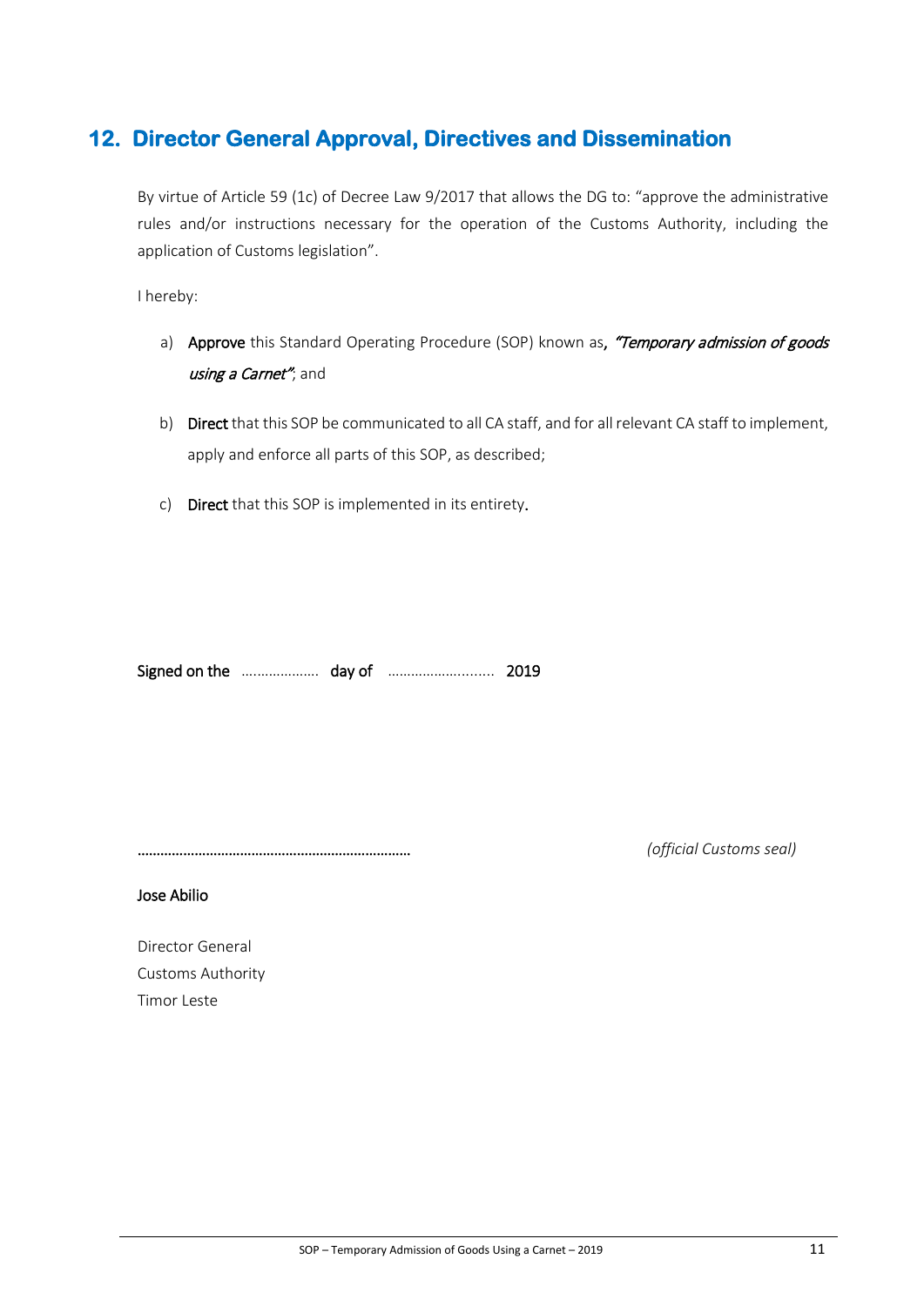## 12. Director General Approval, Directives and Dissemination

By virtue of Article 59 (1c) of Decree Law 9/2017 that allows the DG to: "approve the administrative rules and/or instructions necessary for the operation of the Customs Authority, including the application of Customs legislation".

I hereby:

a) **Approve** this Standard Operating Procedure (SOP) known as, ***"Temporary admission of goods using a Carnet"***; and

b) **Direct** that this SOP be communicated to all CA staff, and for all relevant CA staff to implement, apply and enforce all parts of this SOP, as described;

c) **Direct** that this SOP is implemented in its entirety.

**Signed on the** ………………. **day of** …………………….... **2019**

……………………………………………………………… *(official Customs seal)*

**Jose Abilio**

Director General
Customs Authority
Timor Leste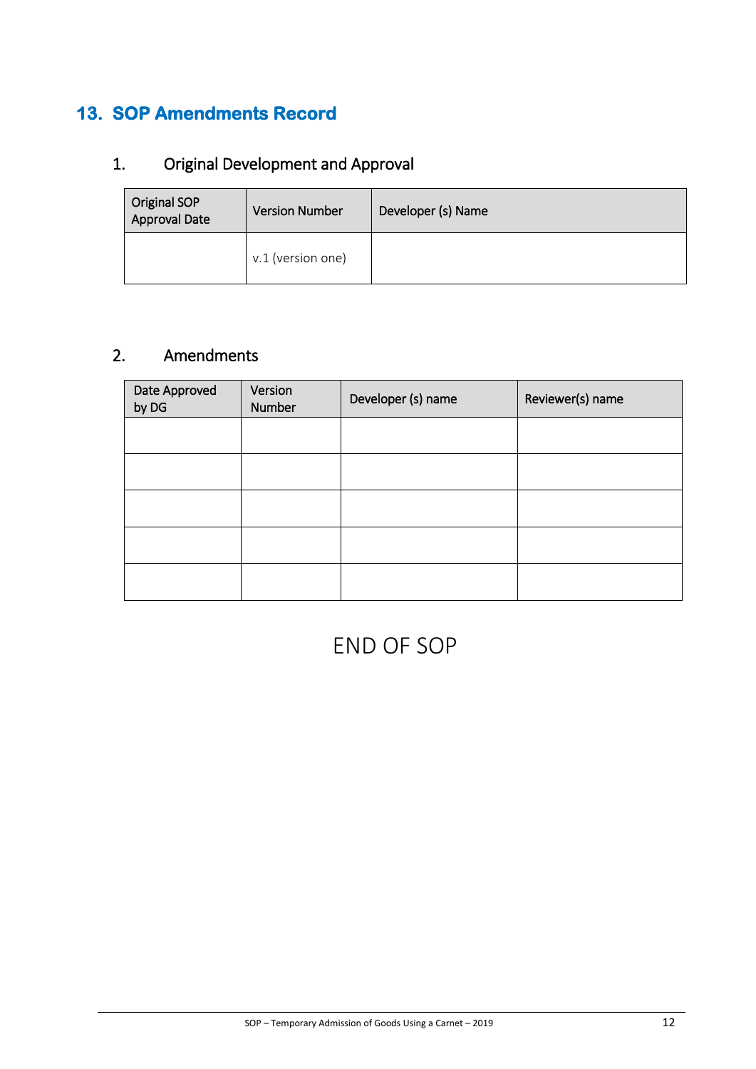## 13. SOP Amendments Record

### 1. Original Development and Approval

| Original SOP Approval Date | Version Number | Developer (s) Name |
|---|---|---|
| | v.1 (version one) | |

### 2. Amendments

| Date Approved by DG | Version Number | Developer (s) name | Reviewer(s) name |
|---|---|---|---|
| | | | |
| | | | |
| | | | |
| | | | |
| | | | |

END OF SOP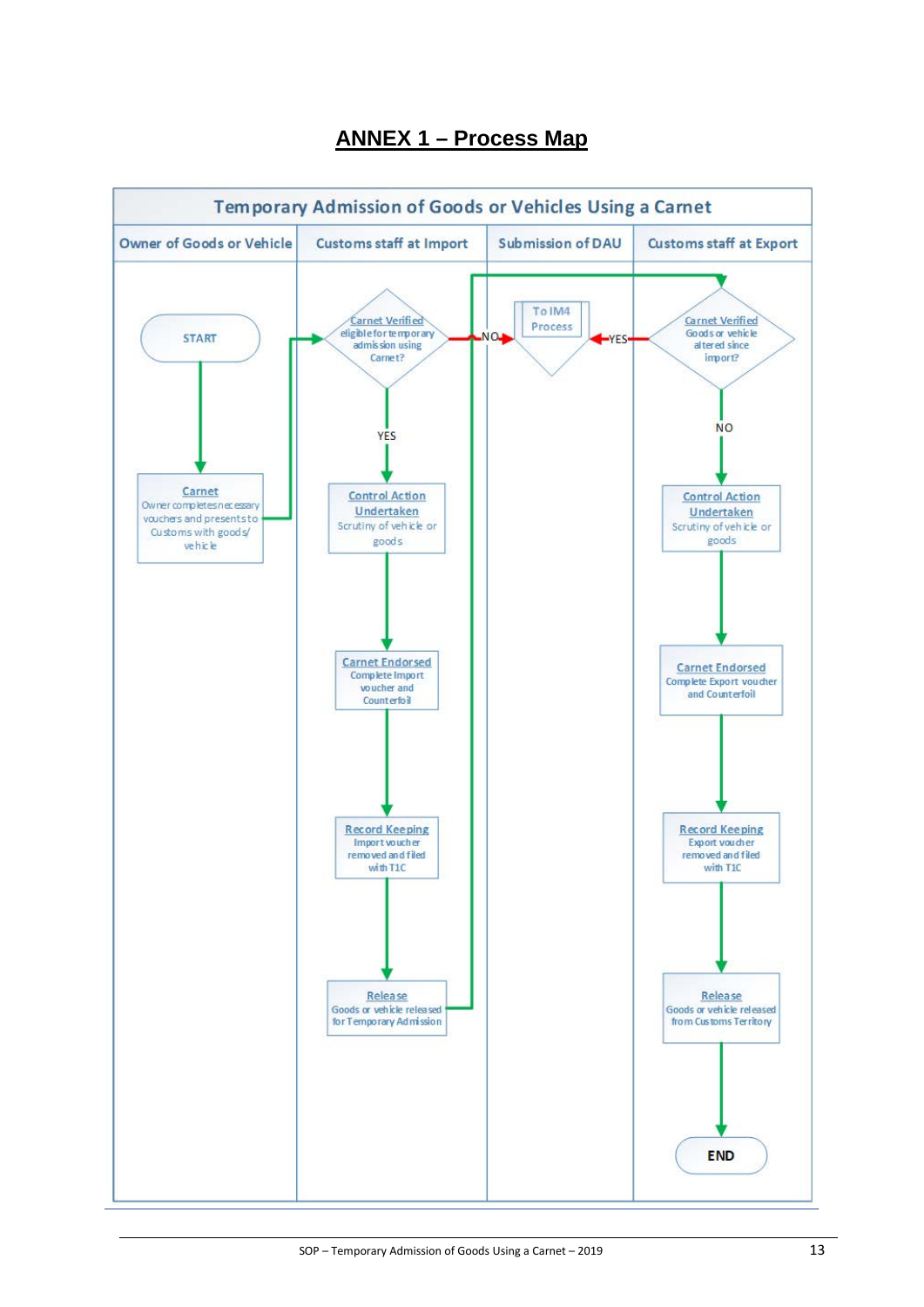# ANNEX 1 – Process Map

**Temporary Admission of Goods or Vehicles Using a Carnet**

| Owner of Goods or Vehicle | Customs staff at Import | Submission of DAU | Customs staff at Export |
|---|---|---|---|
| START | | | |
| **Carnet** – Owner completes necessary vouchers and presents to Customs with goods/vehicle | **Carnet Verified** – eligible for temporary admission using Carnet? (NO → To IM4 Process; YES → Control Action Undertaken) | To IM4 Process | **Carnet Verified** – Goods or vehicle altered since import? (YES → To IM4 Process; NO → Control Action Undertaken) |
| | **Control Action Undertaken** – Scrutiny of vehicle or goods | | **Control Action Undertaken** – Scrutiny of vehicle or goods |
| | **Carnet Endorsed** – Complete Import voucher and Counterfoil | | **Carnet Endorsed** – Complete Export voucher and Counterfoil |
| | **Record Keeping** – Import voucher removed and filed with T1C | | **Record Keeping** – Export voucher removed and filed with T1C |
| | **Release** – Goods or vehicle released for Temporary Admission (→ Customs staff at Export: Carnet Verified) | | **Release** – Goods or vehicle released from Customs Territory |
| | | | END |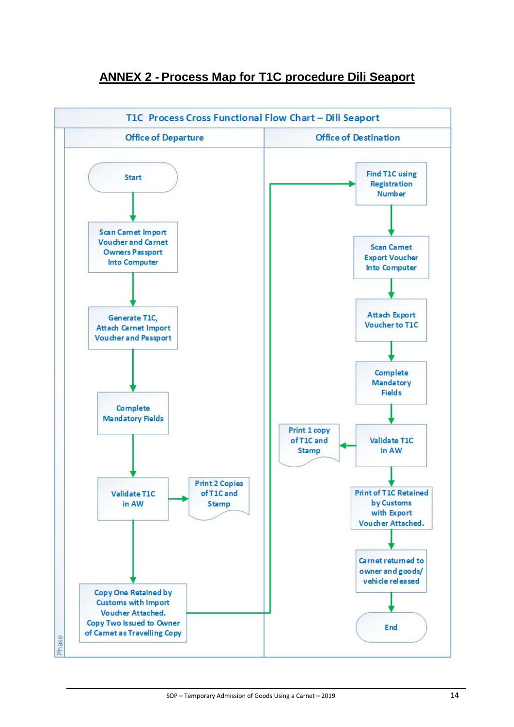## ANNEX 2 - Process Map for T1C procedure Dili Seaport

**T1C Process Cross Functional Flow Chart – Dili Seaport**

**Office of Departure**

- Start
- Scan Carnet Import Voucher and Carnet Owners Passport Into Computer
- Generate T1C, Attach Carnet Import Voucher and Passport
- Complete Mandatory Fields
- Validate T1C in AW → Print 2 Copies of T1C and Stamp
- Copy One Retained by Customs with Import Voucher Attached. Copy Two Issued to Owner of Carnet as Travelling Copy

**Office of Destination**

- Find T1C using Registration Number
- Scan Carnet Export Voucher Into Computer
- Attach Export Voucher to T1C
- Complete Mandatory Fields
- Validate T1C in AW → Print 1 copy of T1C and Stamp
- Print of T1C Retained by Customs with Export Voucher Attached.
- Carnet returned to owner and goods/ vehicle released
- End

Phase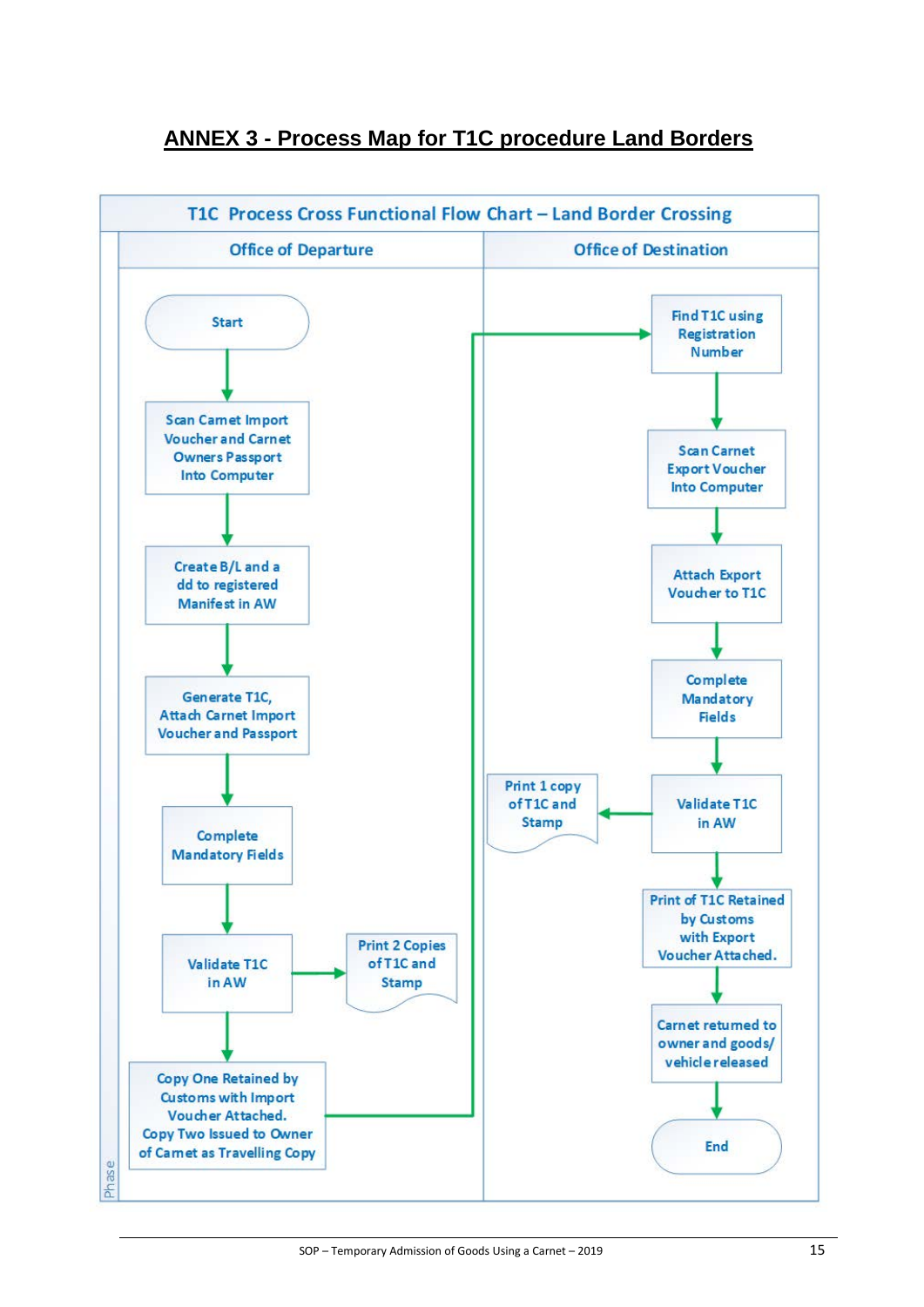## ANNEX 3 - Process Map for T1C procedure Land Borders

T1C Process Cross Functional Flow Chart – Land Border Crossing

Office of Departure

Start

Scan Carnet Import Voucher and Carnet Owners Passport Into Computer

Create B/L and a dd to registered Manifest in AW

Generate T1C, Attach Carnet Import Voucher and Passport

Complete Mandatory Fields

Validate T1C in AW

Print 2 Copies of T1C and Stamp

Copy One Retained by Customs with Import Voucher Attached. Copy Two Issued to Owner of Carnet as Travelling Copy

Office of Destination

Find T1C using Registration Number

Scan Carnet Export Voucher Into Computer

Attach Export Voucher to T1C

Complete Mandatory Fields

Validate T1C in AW

Print 1 copy of T1C and Stamp

Print of T1C Retained by Customs with Export Voucher Attached.

Carnet returned to owner and goods/ vehicle released

End

Phase